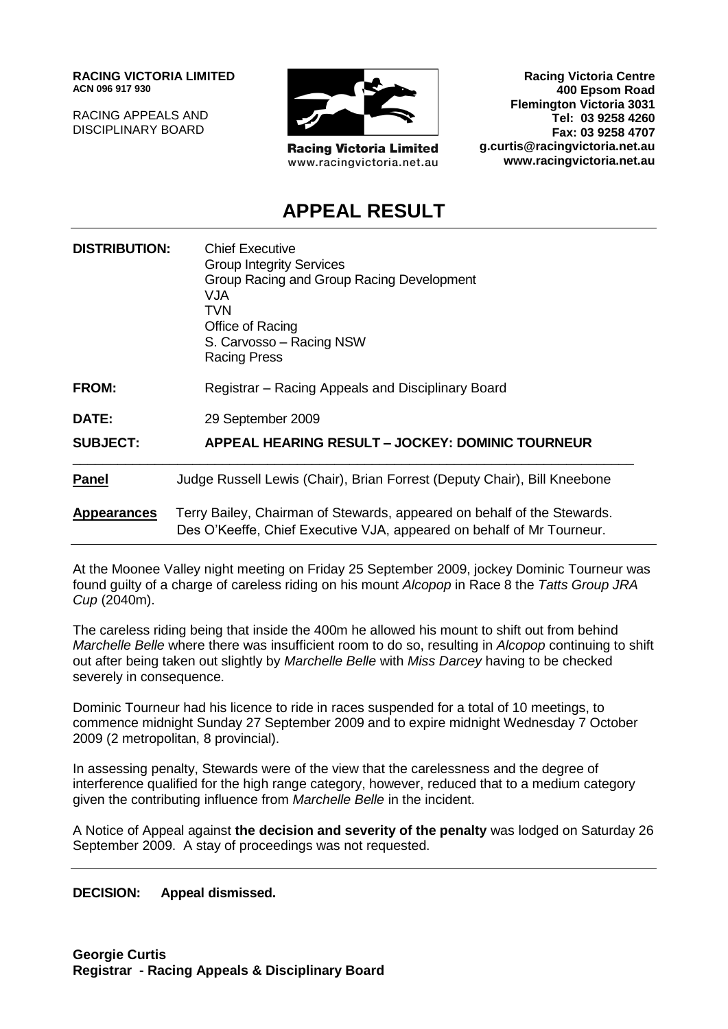**RACING VICTORIA LIMITED**
**ACN 096 917 930**

RACING APPEALS AND
DISCIPLINARY BOARD

**Racing Victoria Limited**
www.racingvictoria.net.au

**Racing Victoria Centre**
**400 Epsom Road**
**Flemington Victoria 3031**
**Tel: 03 9258 4260**
**Fax: 03 9258 4707**
**g.curtis@racingvictoria.net.au**
**www.racingvictoria.net.au**

# APEAL RESULT

| | |
|---|---|
| **DISTRIBUTION:** | Chief Executive<br>Group Integrity Services<br>Group Racing and Group Racing Development<br>VJA<br>TVN<br>Office of Racing<br>S. Carvosso – Racing NSW<br>Racing Press |
| **FROM:** | Registrar – Racing Appeals and Disciplinary Board |
| **DATE:** | 29 September 2009 |
| **SUBJECT:** | **APPEAL HEARING RESULT – JOCKEY: DOMINIC TOURNEUR** |

| | |
|---|---|
| **Panel** | Judge Russell Lewis (Chair), Brian Forrest (Deputy Chair), Bill Kneebone |
| **Appearances** | Terry Bailey, Chairman of Stewards, appeared on behalf of the Stewards.<br>Des O'Keeffe, Chief Executive VJA, appeared on behalf of Mr Tourneur. |

At the Moonee Valley night meeting on Friday 25 September 2009, jockey Dominic Tourneur was found guilty of a charge of careless riding on his mount *Alcopop* in Race 8 the *Tatts Group JRA Cup* (2040m).

The careless riding being that inside the 400m he allowed his mount to shift out from behind *Marchelle Belle* where there was insufficient room to do so, resulting in *Alcopop* continuing to shift out after being taken out slightly by *Marchelle Belle* with *Miss Darcey* having to be checked severely in consequence.

Dominic Tourneur had his licence to ride in races suspended for a total of 10 meetings, to commence midnight Sunday 27 September 2009 and to expire midnight Wednesday 7 October 2009 (2 metropolitan, 8 provincial).

In assessing penalty, Stewards were of the view that the carelessness and the degree of interference qualified for the high range category, however, reduced that to a medium category given the contributing influence from *Marchelle Belle* in the incident.

A Notice of Appeal against **the decision and severity of the penalty** was lodged on Saturday 26 September 2009. A stay of proceedings was not requested.

**DECISION: Appeal dismissed.**

**Georgie Curtis**
**Registrar - Racing Appeals & Disciplinary Board**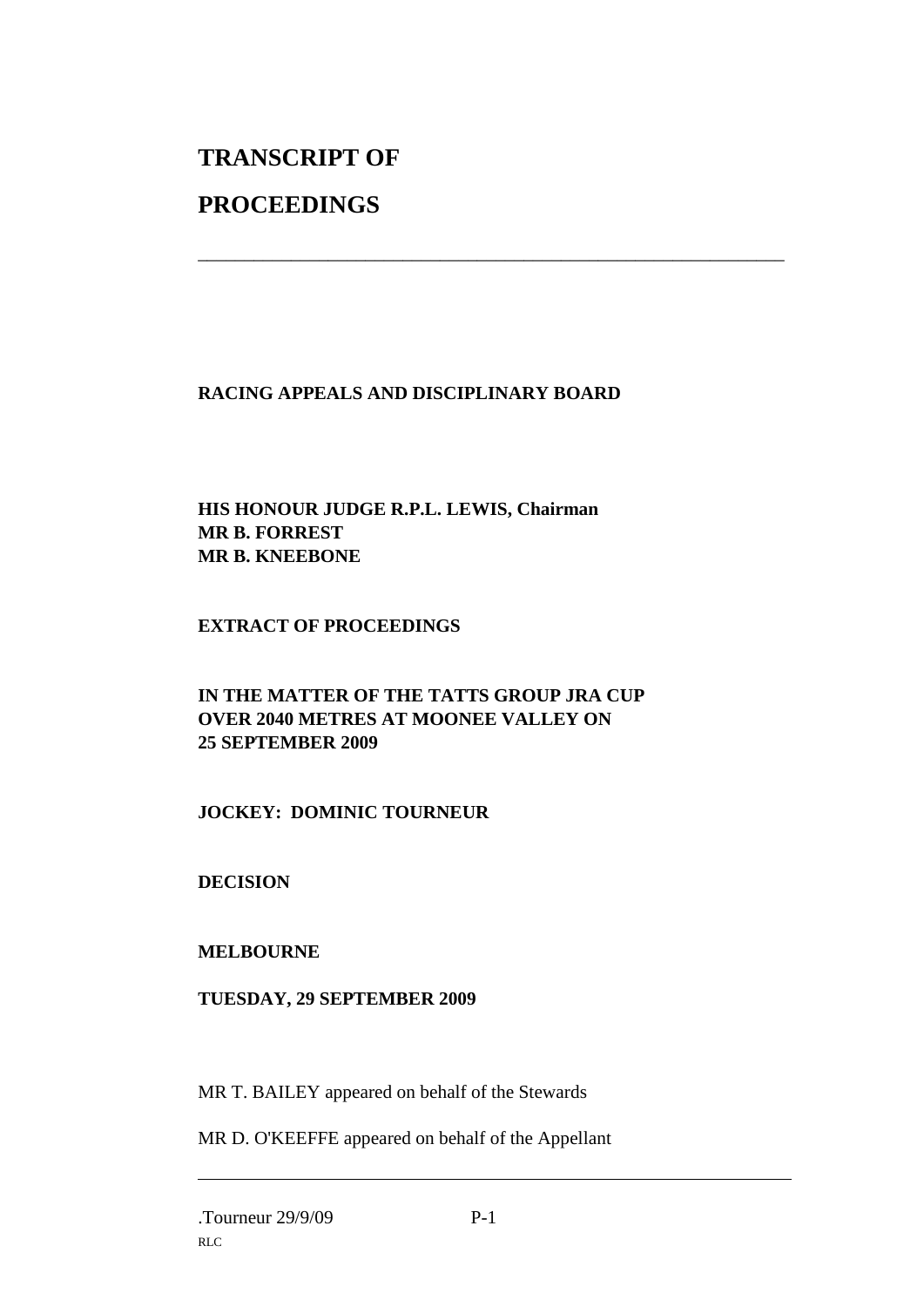# TRANSCRIPT OF

# PROCEEDINGS

---

**RACING APPEALS AND DISCIPLINARY BOARD**

**HIS HONOUR JUDGE R.P.L. LEWIS, Chairman**
**MR B. FORREST**
**MR B. KNEEBONE**

**EXTRACT OF PROCEEDINGS**

**IN THE MATTER OF THE TATTS GROUP JRA CUP**
**OVER 2040 METRES AT MOONEE VALLEY ON**
**25 SEPTEMBER 2009**

**JOCKEY: DOMINIC TOURNEUR**

**DECISION**

**MELBOURNE**

**TUESDAY, 29 SEPTEMBER 2009**

MR T. BAILEY appeared on behalf of the Stewards

MR D. O'KEEFFE appeared on behalf of the Appellant

---

.Tourneur 29/9/09

RLC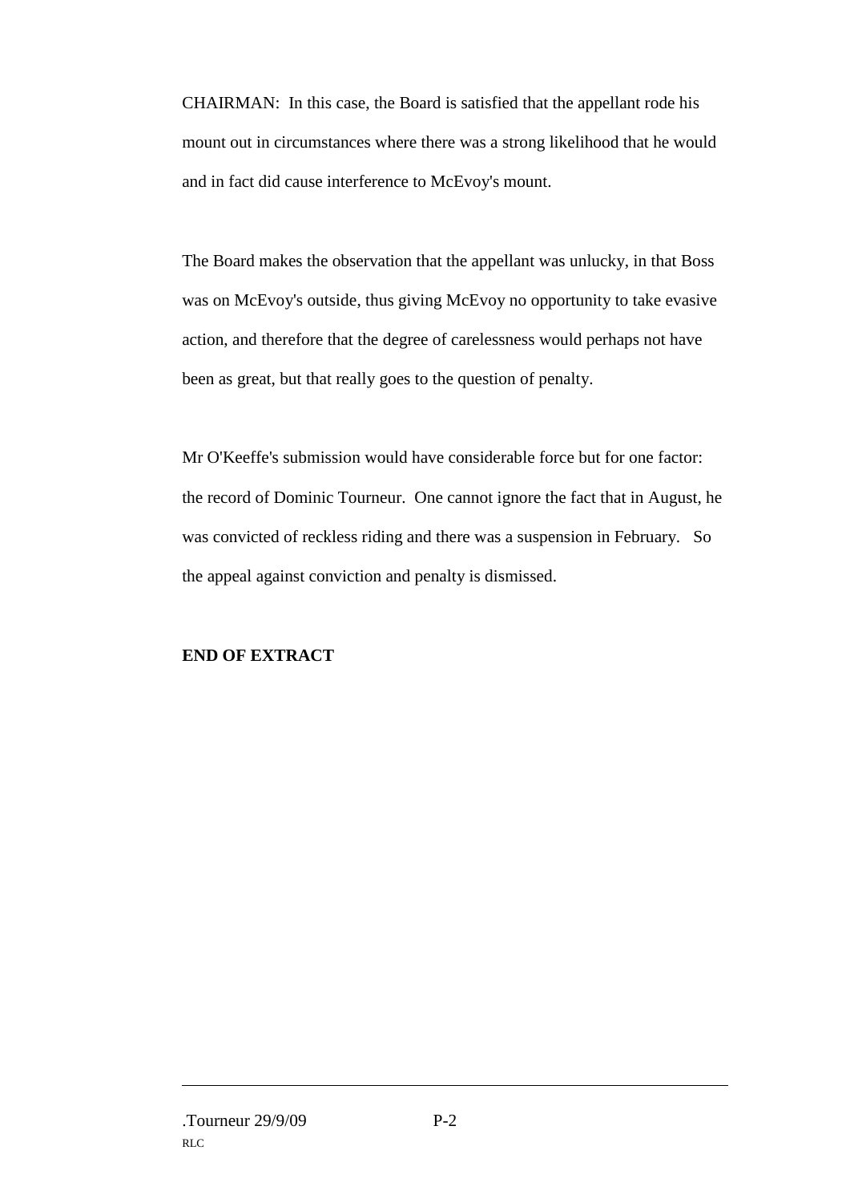CHAIRMAN: In this case, the Board is satisfied that the appellant rode his mount out in circumstances where there was a strong likelihood that he would and in fact did cause interference to McEvoy's mount.

The Board makes the observation that the appellant was unlucky, in that Boss was on McEvoy's outside, thus giving McEvoy no opportunity to take evasive action, and therefore that the degree of carelessness would perhaps not have been as great, but that really goes to the question of penalty.

Mr O'Keeffe's submission would have considerable force but for one factor: the record of Dominic Tourneur. One cannot ignore the fact that in August, he was convicted of reckless riding and there was a suspension in February. So the appeal against conviction and penalty is dismissed.

**END OF EXTRACT**